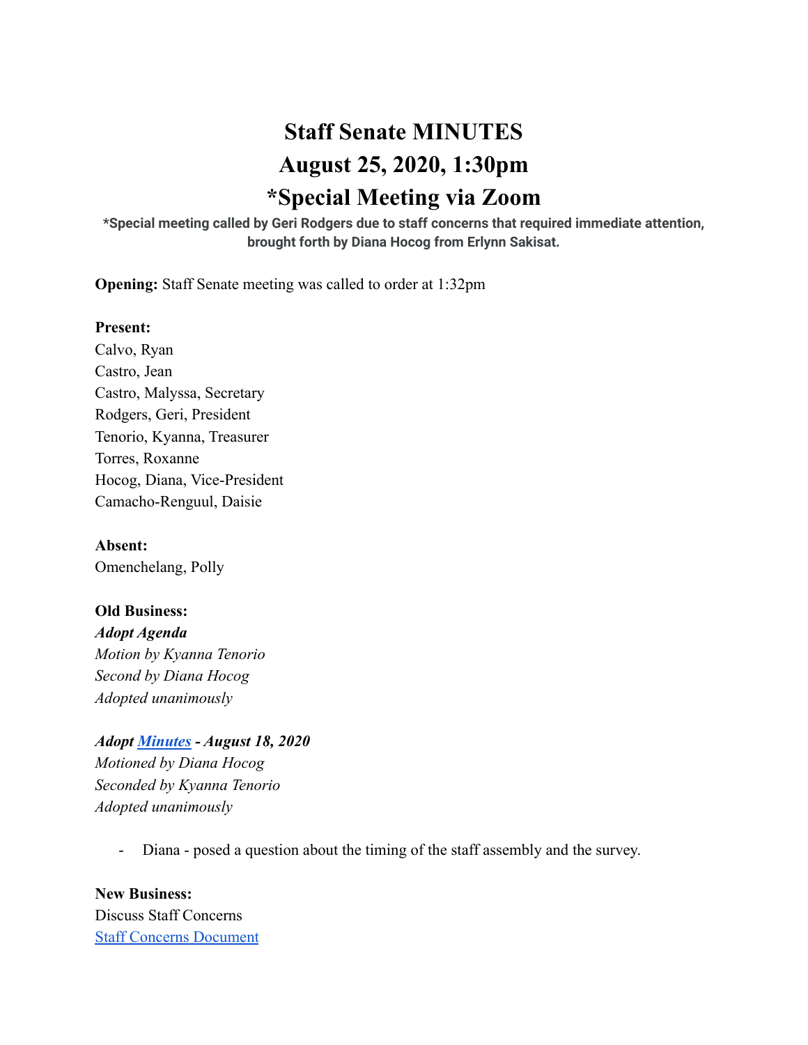# Staff Senate MINUTES
# August 25, 2020, 1:30pm
# *Special Meeting via Zoom

**\*Special meeting called by Geri Rodgers due to staff concerns that required immediate attention, brought forth by Diana Hocog from Erlynn Sakisat.**

**Opening:** Staff Senate meeting was called to order at 1:32pm

**Present:**
Calvo, Ryan
Castro, Jean
Castro, Malyssa, Secretary
Rodgers, Geri, President
Tenorio, Kyanna, Treasurer
Torres, Roxanne
Hocog, Diana, Vice-President
Camacho-Renguul, Daisie

**Absent:**
Omenchelang, Polly

**Old Business:**

***Adopt Agenda***
*Motion by Kyanna Tenorio*
*Second by Diana Hocog*
*Adopted unanimously*

***Adopt Minutes - August 18, 2020***
*Motioned by Diana Hocog*
*Seconded by Kyanna Tenorio*
*Adopted unanimously*

- Diana - posed a question about the timing of the staff assembly and the survey.

**New Business:**
Discuss Staff Concerns
Staff Concerns Document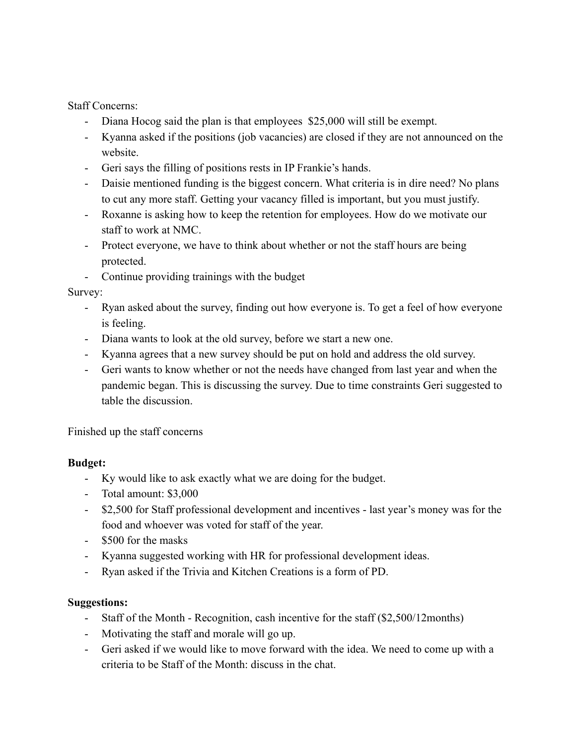Staff Concerns:

- Diana Hocog said the plan is that employees  $25,000 will still be exempt.
- Kyanna asked if the positions (job vacancies) are closed if they are not announced on the website.
- Geri says the filling of positions rests in IP Frankie's hands.
- Daisie mentioned funding is the biggest concern. What criteria is in dire need? No plans to cut any more staff. Getting your vacancy filled is important, but you must justify.
- Roxanne is asking how to keep the retention for employees. How do we motivate our staff to work at NMC.
- Protect everyone, we have to think about whether or not the staff hours are being protected.
- Continue providing trainings with the budget

Survey:

- Ryan asked about the survey, finding out how everyone is. To get a feel of how everyone is feeling.
- Diana wants to look at the old survey, before we start a new one.
- Kyanna agrees that a new survey should be put on hold and address the old survey.
- Geri wants to know whether or not the needs have changed from last year and when the pandemic began. This is discussing the survey. Due to time constraints Geri suggested to table the discussion.

Finished up the staff concerns

**Budget:**

- Ky would like to ask exactly what we are doing for the budget.
- Total amount: $3,000
- $2,500 for Staff professional development and incentives - last year's money was for the food and whoever was voted for staff of the year.
- $500 for the masks
- Kyanna suggested working with HR for professional development ideas.
- Ryan asked if the Trivia and Kitchen Creations is a form of PD.

**Suggestions:**

- Staff of the Month - Recognition, cash incentive for the staff ($2,500/12months)
- Motivating the staff and morale will go up.
- Geri asked if we would like to move forward with the idea. We need to come up with a criteria to be Staff of the Month: discuss in the chat.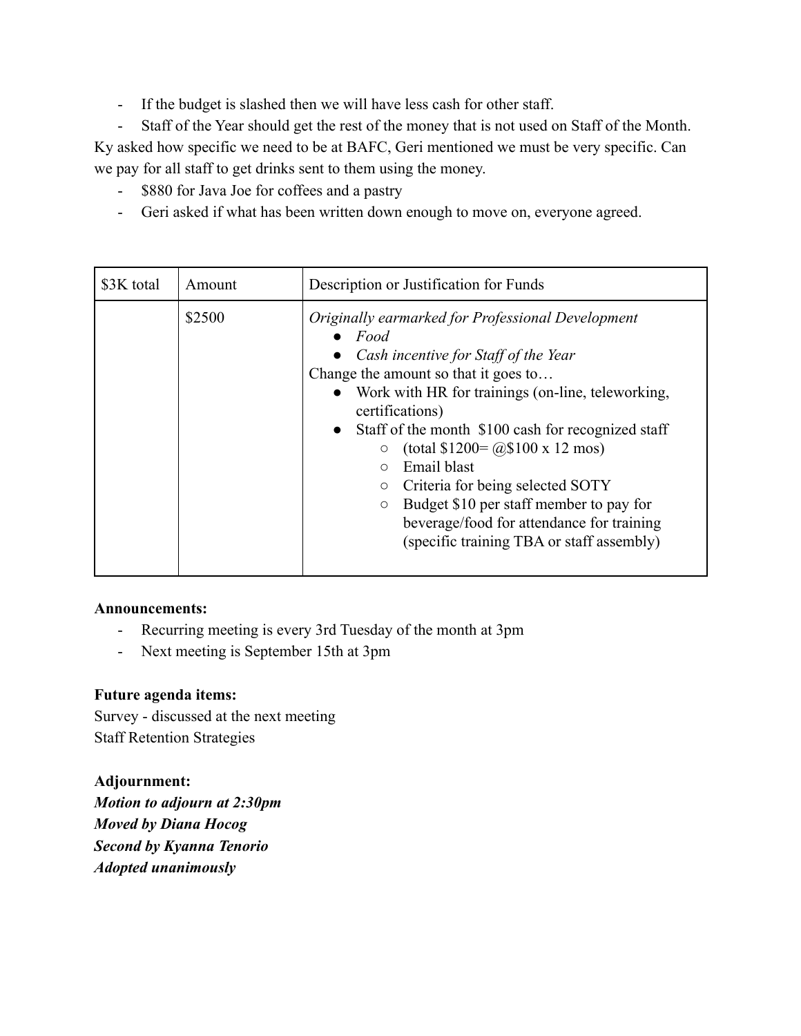- If the budget is slashed then we will have less cash for other staff.
- Staff of the Year should get the rest of the money that is not used on Staff of the Month.

Ky asked how specific we need to be at BAFC, Geri mentioned we must be very specific. Can we pay for all staff to get drinks sent to them using the money.

- $880 for Java Joe for coffees and a pastry
- Geri asked if what has been written down enough to move on, everyone agreed.

| $3K total | Amount | Description or Justification for Funds |
|---|---|---|
| | $2500 | *Originally earmarked for Professional Development*<br>● *Food*<br>● *Cash incentive for Staff of the Year*<br>Change the amount so that it goes to…<br>● Work with HR for trainings (on-line, teleworking, certifications)<br>● Staff of the month $100 cash for recognized staff<br>○ (total $1200= @$100 x 12 mos)<br>○ Email blast<br>○ Criteria for being selected SOTY<br>○ Budget $10 per staff member to pay for beverage/food for attendance for training (specific training TBA or staff assembly) |

**Announcements:**

- Recurring meeting is every 3rd Tuesday of the month at 3pm
- Next meeting is September 15th at 3pm

**Future agenda items:**

Survey - discussed at the next meeting

Staff Retention Strategies

**Adjournment:**

***Motion to adjourn at 2:30pm***

***Moved by Diana Hocog***

***Second by Kyanna Tenorio***

***Adopted unanimously***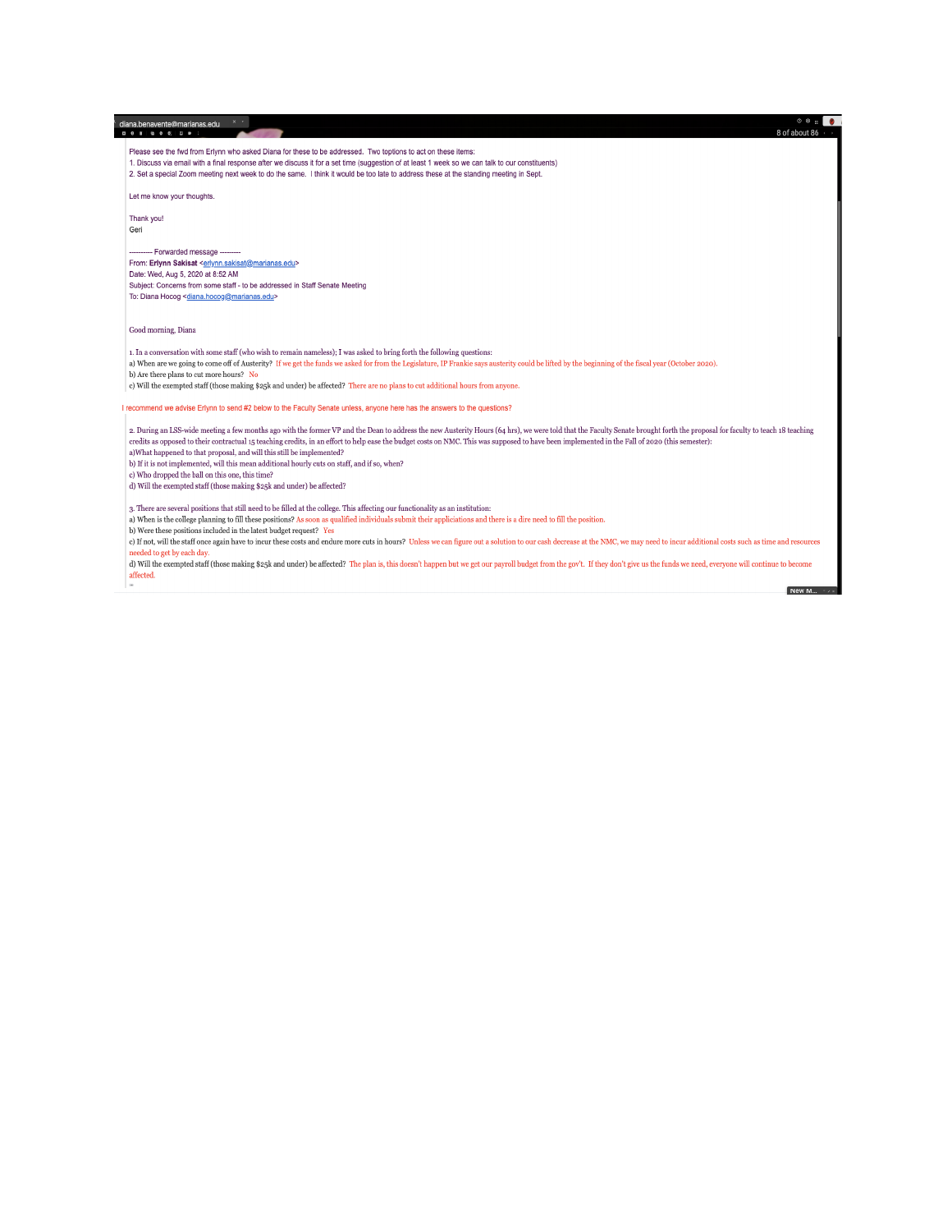Please see the fwd from Erlynn who asked Diana for these to be addressed. Two toptions to act on these items:
1. Discuss via email with a final response after we discuss it for a set time (suggestion of at least 1 week so we can talk to our constituents)
2. Set a special Zoom meeting next week to do the same. I think it would be too late to address these at the standing meeting in Sept.

Let me know your thoughts.

Thank you!
Geri

---------- Forwarded message ---------
From: **Erlynn Sakisat** <erlynn.sakisat@marianas.edu>
Date: Wed, Aug 5, 2020 at 8:52 AM
Subject: Concerns from some staff - to be addressed in Staff Senate Meeting
To: Diana Hocog <diana.hocog@marianas.edu>

Good morning, Diana

1. In a conversation with some staff (who wish to remain nameless); I was asked to bring forth the following questions:
a) When are we going to come off of Austerity? If we get the funds we asked for from the Legislature, IP Frankie says austerity could be lifted by the beginning of the fiscal year (October 2020).
b) Are there plans to cut more hours? No
c) Will the exempted staff (those making $25k and under) be affected? There are no plans to cut additional hours from anyone.

I recommend we advise Erlynn to send #2 below to the Faculty Senate unless, anyone here has the answers to the questions?

2. During an LSS-wide meeting a few months ago with the former VP and the Dean to address the new Austerity Hours (64 hrs), we were told that the Faculty Senate brought forth the proposal for faculty to teach 18 teaching credits as opposed to their contractual 15 teaching credits, in an effort to help ease the budget costs on NMC. This was supposed to have been implemented in the Fall of 2020 (this semester):
a)What happened to that proposal, and will this still be implemented?
b) If it is not implemented, will this mean additional hourly cuts on staff, and if so, when?
c) Who dropped the ball on this one, this time?
d) Will the exempted staff (those making $25k and under) be affected?

3. There are several positions that still need to be filled at the college. This affecting our functionality as an institution:
a) When is the college planning to fill these positions? As soon as qualified individuals submit their appliciations and there is a dire need to fill the position.
b) Were these positions included in the latest budget request? Yes
c) If not, will the staff once again have to incur these costs and endure more cuts in hours? Unless we can figure out a solution to our cash decrease at the NMC, we may need to incur additional costs such as time and resources needed to get by each day.
d) Will the exempted staff (those making $25k and under) be affected? The plan is, this doesn't happen but we get our payroll budget from the gov't. If they don't give us the funds we need, everyone will continue to become affected.